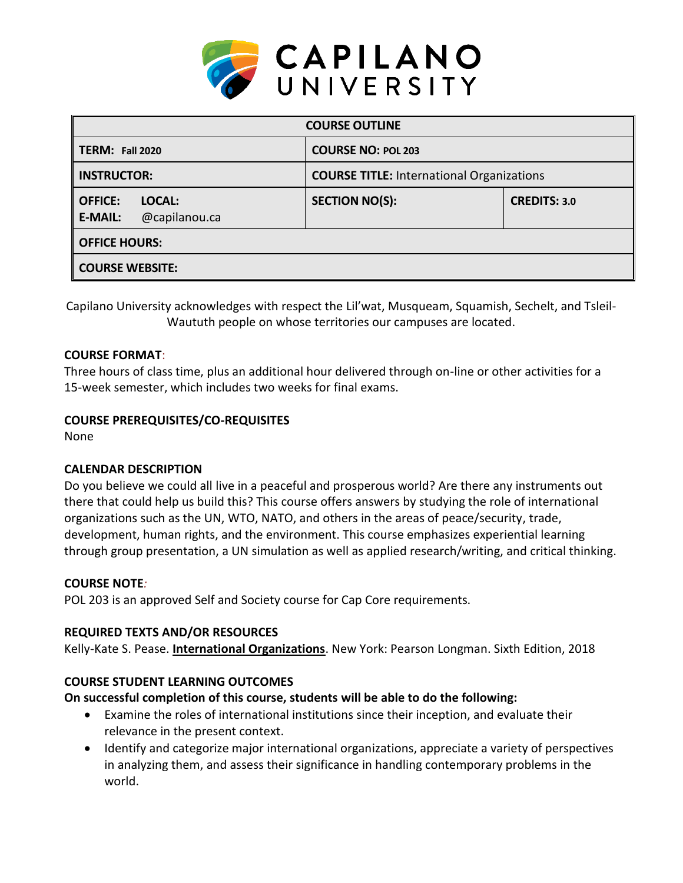# CAPILANO UNIVERSITY

| COURSE OUTLINE | | |
|---|---|---|
| **TERM:** Fall 2020 | **COURSE NO:** POL 203 | |
| **INSTRUCTOR:** | **COURSE TITLE:** International Organizations | |
| **OFFICE:** **LOCAL:**<br>**E-MAIL:** @capilanou.ca | **SECTION NO(S):** | **CREDITS:** 3.0 |
| **OFFICE HOURS:** | | |
| **COURSE WEBSITE:** | | |

Capilano University acknowledges with respect the Lil'wat, Musqueam, Squamish, Sechelt, and Tsleil-Waututh people on whose territories our campuses are located.

### COURSE FORMAT:

Three hours of class time, plus an additional hour delivered through on-line or other activities for a 15-week semester, which includes two weeks for final exams.

### COURSE PREREQUISITES/CO-REQUISITES

None

### CALENDAR DESCRIPTION

Do you believe we could all live in a peaceful and prosperous world? Are there any instruments out there that could help us build this? This course offers answers by studying the role of international organizations such as the UN, WTO, NATO, and others in the areas of peace/security, trade, development, human rights, and the environment. This course emphasizes experiential learning through group presentation, a UN simulation as well as applied research/writing, and critical thinking.

### COURSE NOTE:

POL 203 is an approved Self and Society course for Cap Core requirements.

### REQUIRED TEXTS AND/OR RESOURCES

Kelly-Kate S. Pease. **International Organizations**. New York: Pearson Longman. Sixth Edition, 2018

### COURSE STUDENT LEARNING OUTCOMES

**On successful completion of this course, students will be able to do the following:**

- Examine the roles of international institutions since their inception, and evaluate their relevance in the present context.
- Identify and categorize major international organizations, appreciate a variety of perspectives in analyzing them, and assess their significance in handling contemporary problems in the world.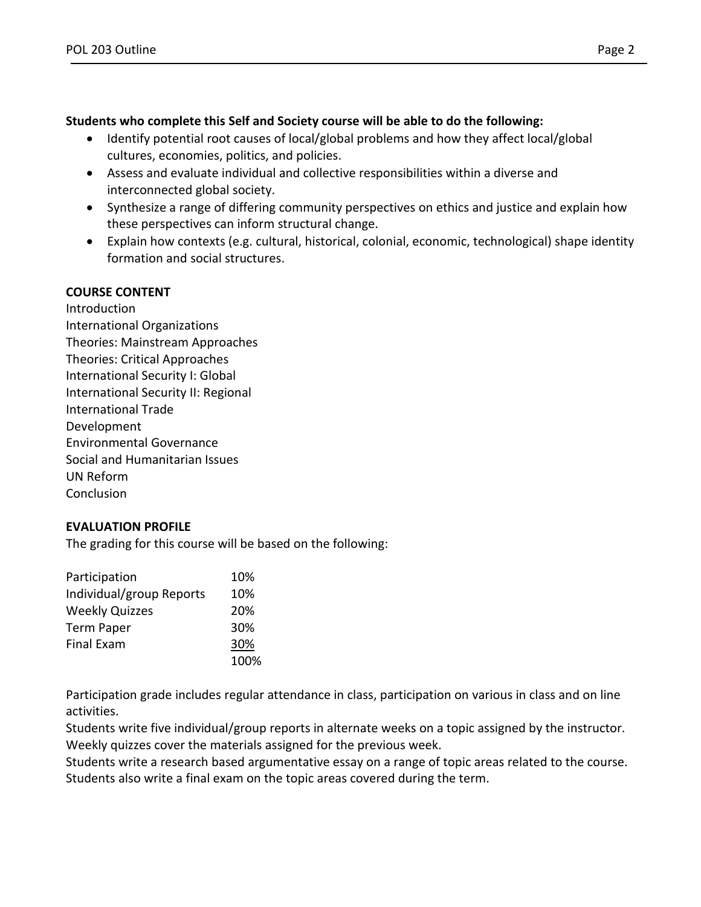**Students who complete this Self and Society course will be able to do the following:**

- Identify potential root causes of local/global problems and how they affect local/global cultures, economies, politics, and policies.
- Assess and evaluate individual and collective responsibilities within a diverse and interconnected global society.
- Synthesize a range of differing community perspectives on ethics and justice and explain how these perspectives can inform structural change.
- Explain how contexts (e.g. cultural, historical, colonial, economic, technological) shape identity formation and social structures.

## COURSE CONTENT

Introduction
International Organizations
Theories: Mainstream Approaches
Theories: Critical Approaches
International Security I: Global
International Security II: Regional
International Trade
Development
Environmental Governance
Social and Humanitarian Issues
UN Reform
Conclusion

## EVALUATION PROFILE

The grading for this course will be based on the following:

| Component | Weight |
|---|---|
| Participation | 10% |
| Individual/group Reports | 10% |
| Weekly Quizzes | 20% |
| Term Paper | 30% |
| Final Exam | 30% |
| | 100% |

Participation grade includes regular attendance in class, participation on various in class and on line activities.
Students write five individual/group reports in alternate weeks on a topic assigned by the instructor.
Weekly quizzes cover the materials assigned for the previous week.
Students write a research based argumentative essay on a range of topic areas related to the course.
Students also write a final exam on the topic areas covered during the term.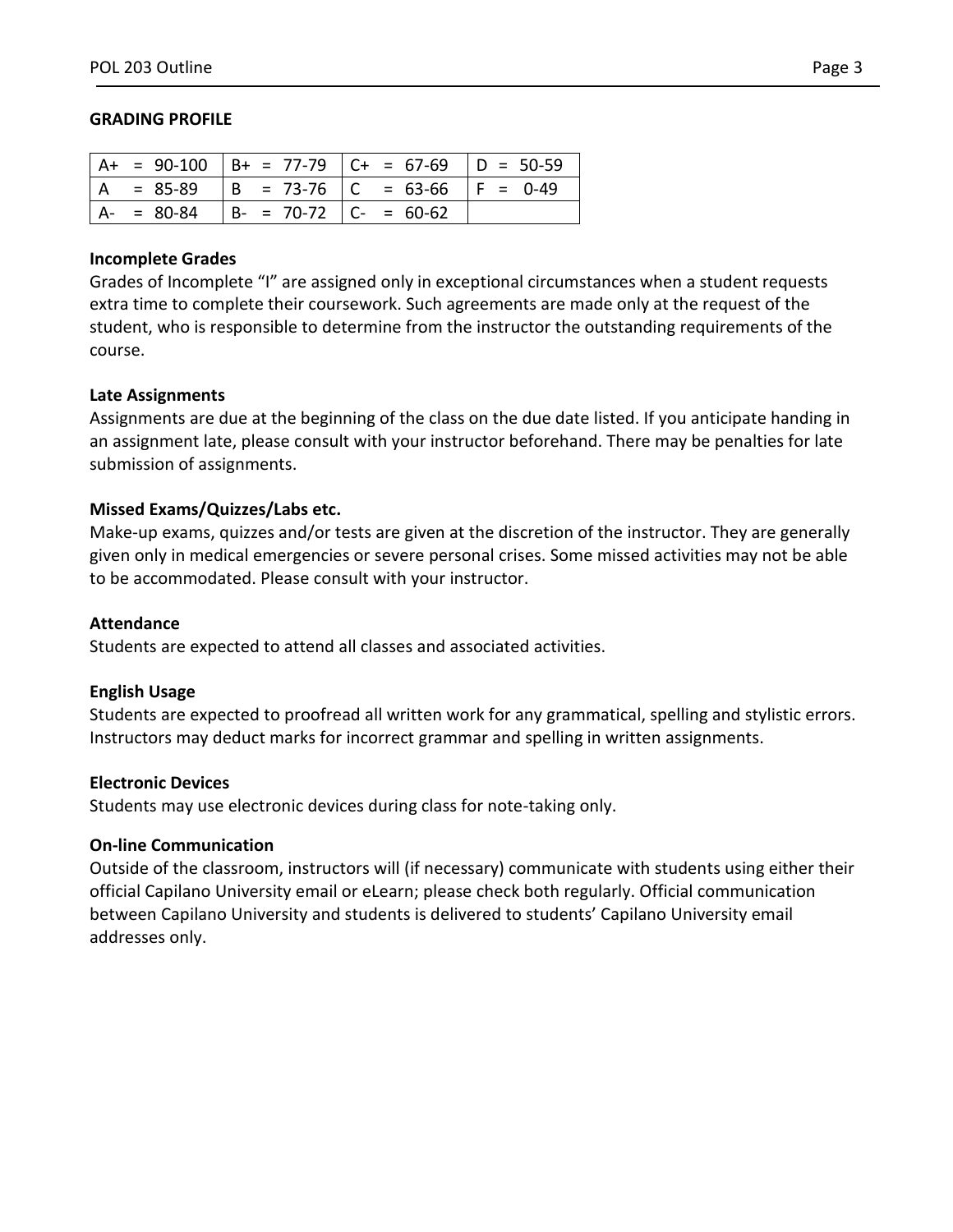## GRADING PROFILE

| | | | |
|---|---|---|---|
| A+ = 90-100 | B+ = 77-79 | C+ = 67-69 | D = 50-59 |
| A = 85-89 | B = 73-76 | C = 63-66 | F = 0-49 |
| A- = 80-84 | B- = 70-72 | C- = 60-62 | |

### Incomplete Grades

Grades of Incomplete "I" are assigned only in exceptional circumstances when a student requests extra time to complete their coursework. Such agreements are made only at the request of the student, who is responsible to determine from the instructor the outstanding requirements of the course.

### Late Assignments

Assignments are due at the beginning of the class on the due date listed. If you anticipate handing in an assignment late, please consult with your instructor beforehand. There may be penalties for late submission of assignments.

### Missed Exams/Quizzes/Labs etc.

Make-up exams, quizzes and/or tests are given at the discretion of the instructor. They are generally given only in medical emergencies or severe personal crises. Some missed activities may not be able to be accommodated. Please consult with your instructor.

### Attendance

Students are expected to attend all classes and associated activities.

### English Usage

Students are expected to proofread all written work for any grammatical, spelling and stylistic errors. Instructors may deduct marks for incorrect grammar and spelling in written assignments.

### Electronic Devices

Students may use electronic devices during class for note-taking only.

### On-line Communication

Outside of the classroom, instructors will (if necessary) communicate with students using either their official Capilano University email or eLearn; please check both regularly. Official communication between Capilano University and students is delivered to students' Capilano University email addresses only.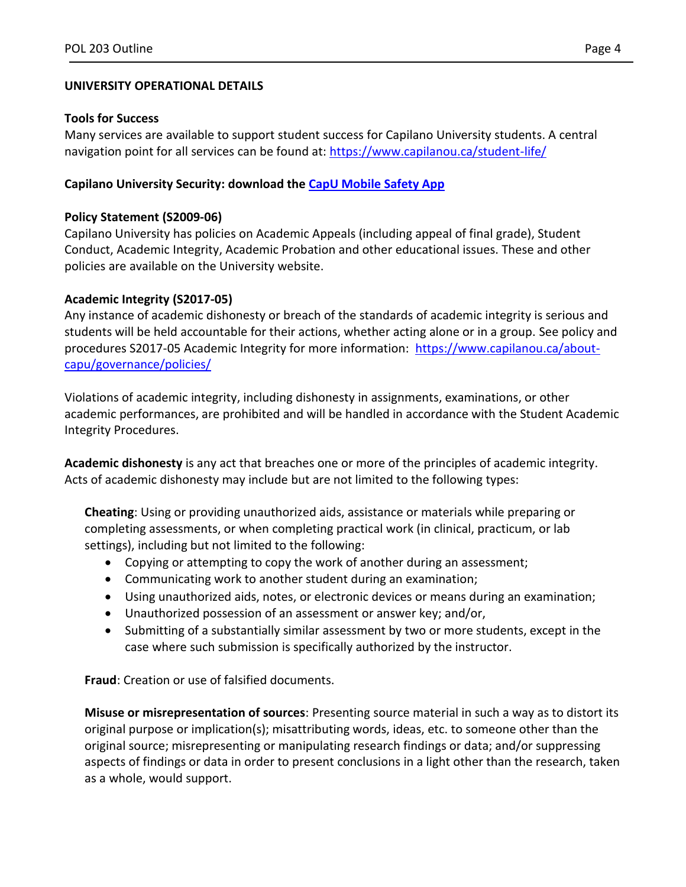## UNIVERSITY OPERATIONAL DETAILS

**Tools for Success**
Many services are available to support student success for Capilano University students. A central navigation point for all services can be found at: https://www.capilanou.ca/student-life/

**Capilano University Security: download the CapU Mobile Safety App**

**Policy Statement (S2009-06)**
Capilano University has policies on Academic Appeals (including appeal of final grade), Student Conduct, Academic Integrity, Academic Probation and other educational issues. These and other policies are available on the University website.

**Academic Integrity (S2017-05)**
Any instance of academic dishonesty or breach of the standards of academic integrity is serious and students will be held accountable for their actions, whether acting alone or in a group. See policy and procedures S2017-05 Academic Integrity for more information: https://www.capilanou.ca/about-capu/governance/policies/

Violations of academic integrity, including dishonesty in assignments, examinations, or other academic performances, are prohibited and will be handled in accordance with the Student Academic Integrity Procedures.

**Academic dishonesty** is any act that breaches one or more of the principles of academic integrity. Acts of academic dishonesty may include but are not limited to the following types:

**Cheating**: Using or providing unauthorized aids, assistance or materials while preparing or completing assessments, or when completing practical work (in clinical, practicum, or lab settings), including but not limited to the following:

- Copying or attempting to copy the work of another during an assessment;
- Communicating work to another student during an examination;
- Using unauthorized aids, notes, or electronic devices or means during an examination;
- Unauthorized possession of an assessment or answer key; and/or,
- Submitting of a substantially similar assessment by two or more students, except in the case where such submission is specifically authorized by the instructor.

**Fraud**: Creation or use of falsified documents.

**Misuse or misrepresentation of sources**: Presenting source material in such a way as to distort its original purpose or implication(s); misattributing words, ideas, etc. to someone other than the original source; misrepresenting or manipulating research findings or data; and/or suppressing aspects of findings or data in order to present conclusions in a light other than the research, taken as a whole, would support.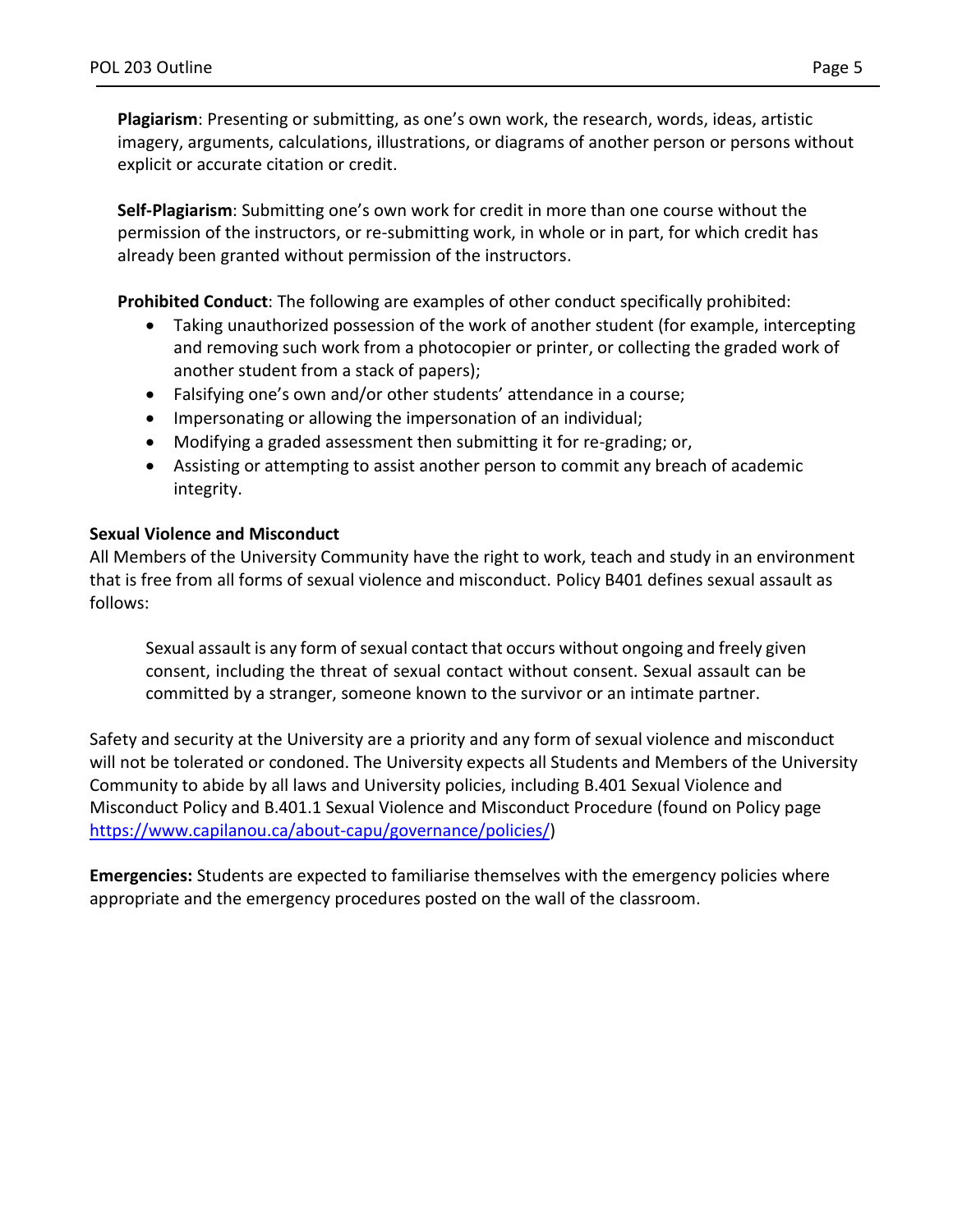**Plagiarism**: Presenting or submitting, as one's own work, the research, words, ideas, artistic imagery, arguments, calculations, illustrations, or diagrams of another person or persons without explicit or accurate citation or credit.

**Self-Plagiarism**: Submitting one's own work for credit in more than one course without the permission of the instructors, or re-submitting work, in whole or in part, for which credit has already been granted without permission of the instructors.

**Prohibited Conduct**: The following are examples of other conduct specifically prohibited:

- Taking unauthorized possession of the work of another student (for example, intercepting and removing such work from a photocopier or printer, or collecting the graded work of another student from a stack of papers);
- Falsifying one's own and/or other students' attendance in a course;
- Impersonating or allowing the impersonation of an individual;
- Modifying a graded assessment then submitting it for re-grading; or,
- Assisting or attempting to assist another person to commit any breach of academic integrity.

**Sexual Violence and Misconduct**

All Members of the University Community have the right to work, teach and study in an environment that is free from all forms of sexual violence and misconduct. Policy B401 defines sexual assault as follows:

> Sexual assault is any form of sexual contact that occurs without ongoing and freely given consent, including the threat of sexual contact without consent. Sexual assault can be committed by a stranger, someone known to the survivor or an intimate partner.

Safety and security at the University are a priority and any form of sexual violence and misconduct will not be tolerated or condoned. The University expects all Students and Members of the University Community to abide by all laws and University policies, including B.401 Sexual Violence and Misconduct Policy and B.401.1 Sexual Violence and Misconduct Procedure (found on Policy page https://www.capilanou.ca/about-capu/governance/policies/)

**Emergencies:** Students are expected to familiarise themselves with the emergency policies where appropriate and the emergency procedures posted on the wall of the classroom.